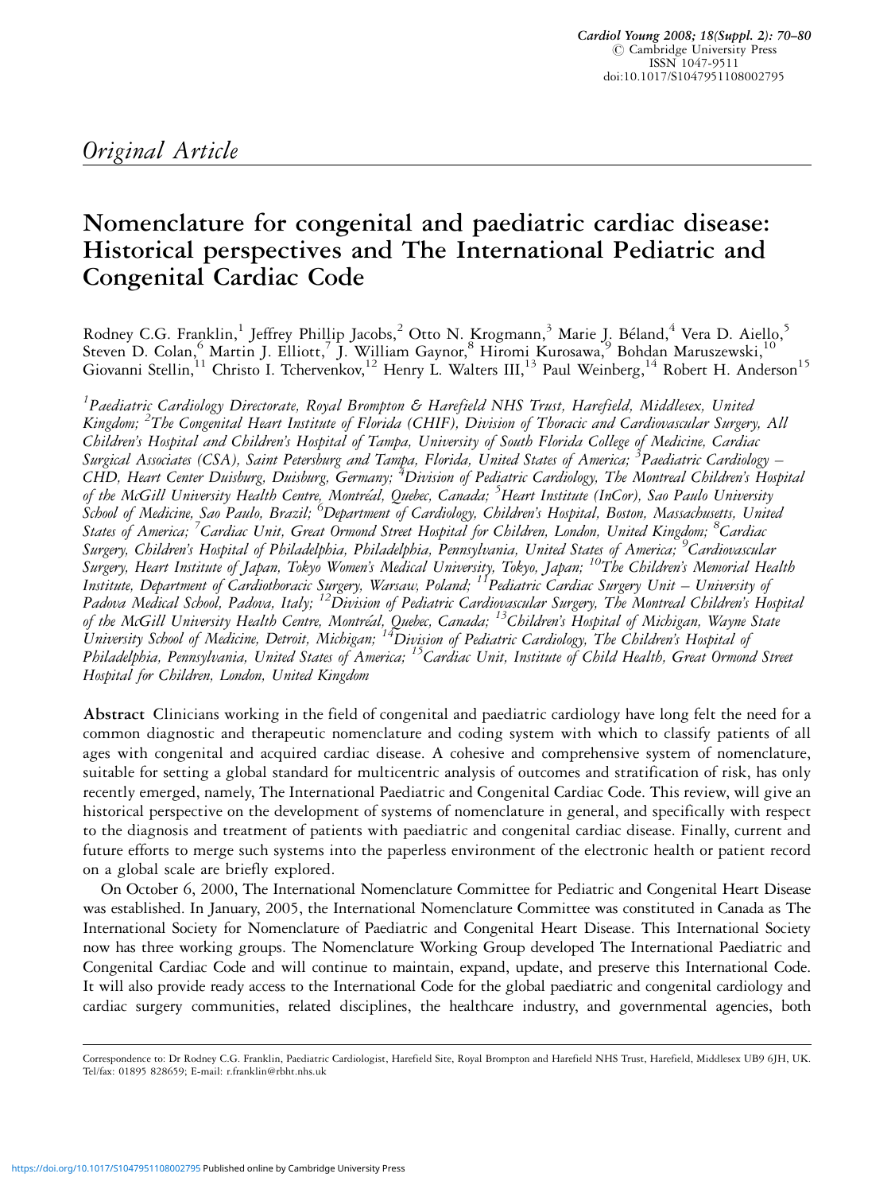*Original Article*

# Nomenclature for congenital and paediatric cardiac disease: Historical perspectives and The International Pediatric and Congenital Cardiac Code

Rodney C.G. Franklin,[1] Jeffrey Phillip Jacobs,[2] Otto N. Krogmann,[3] Marie J. Béland,[4] Vera D. Aiello,[5] Steven D. Colan,[6] Martin J. Elliott,[7] J. William Gaynor,[8] Hiromi Kurosawa,[9] Bohdan Maruszewski,[10] Giovanni Stellin,[11] Christo I. Tchervenkov,[12] Henry L. Walters III,[13] Paul Weinberg,[14] Robert H. Anderson[15]

[1]Paediatric Cardiology Directorate, Royal Brompton & Harefield NHS Trust, Harefield, Middlesex, United Kingdom; [2]The Congenital Heart Institute of Florida (CHIF), Division of Thoracic and Cardiovascular Surgery, All Children's Hospital and Children's Hospital of Tampa, University of South Florida College of Medicine, Cardiac Surgical Associates (CSA), Saint Petersburg and Tampa, Florida, United States of America; [3]Paediatric Cardiology – CHD, Heart Center Duisburg, Duisburg, Germany; [4]Division of Pediatric Cardiology, The Montreal Children's Hospital of the McGill University Health Centre, Montréal, Quebec, Canada; [5]Heart Institute (InCor), Sao Paulo University School of Medicine, Sao Paulo, Brazil; [6]Department of Cardiology, Children's Hospital, Boston, Massachusetts, United States of America; [7]Cardiac Unit, Great Ormond Street Hospital for Children, London, United Kingdom; [8]Cardiac Surgery, Children's Hospital of Philadelphia, Philadelphia, Pennsylvania, United States of America; [9]Cardiovascular Surgery, Heart Institute of Japan, Tokyo Women's Medical University, Tokyo, Japan; [10]The Children's Memorial Health Institute, Department of Cardiothoracic Surgery, Warsaw, Poland; [11]Pediatric Cardiac Surgery Unit – University of Padova Medical School, Padova, Italy; [12]Division of Pediatric Cardiovascular Surgery, The Montreal Children's Hospital of the McGill University Health Centre, Montréal, Quebec, Canada; [13]Children's Hospital of Michigan, Wayne State University School of Medicine, Detroit, Michigan; [14]Division of Pediatric Cardiology, The Children's Hospital of Philadelphia, Pennsylvania, United States of America; [15]Cardiac Unit, Institute of Child Health, Great Ormond Street Hospital for Children, London, United Kingdom

**Abstract** Clinicians working in the field of congenital and paediatric cardiology have long felt the need for a common diagnostic and therapeutic nomenclature and coding system with which to classify patients of all ages with congenital and acquired cardiac disease. A cohesive and comprehensive system of nomenclature, suitable for setting a global standard for multicentric analysis of outcomes and stratification of risk, has only recently emerged, namely, The International Paediatric and Congenital Cardiac Code. This review, will give an historical perspective on the development of systems of nomenclature in general, and specifically with respect to the diagnosis and treatment of patients with paediatric and congenital cardiac disease. Finally, current and future efforts to merge such systems into the paperless environment of the electronic health or patient record on a global scale are briefly explored.

On October 6, 2000, The International Nomenclature Committee for Pediatric and Congenital Heart Disease was established. In January, 2005, the International Nomenclature Committee was constituted in Canada as The International Society for Nomenclature of Paediatric and Congenital Heart Disease. This International Society now has three working groups. The Nomenclature Working Group developed The International Paediatric and Congenital Cardiac Code and will continue to maintain, expand, update, and preserve this International Code. It will also provide ready access to the International Code for the global paediatric and congenital cardiology and cardiac surgery communities, related disciplines, the healthcare industry, and governmental agencies, both

Correspondence to: Dr Rodney C.G. Franklin, Paediatric Cardiologist, Harefield Site, Royal Brompton and Harefield NHS Trust, Harefield, Middlesex UB9 6JH, UK. Tel/fax: 01895 828659; E-mail: r.franklin@rbht.nhs.uk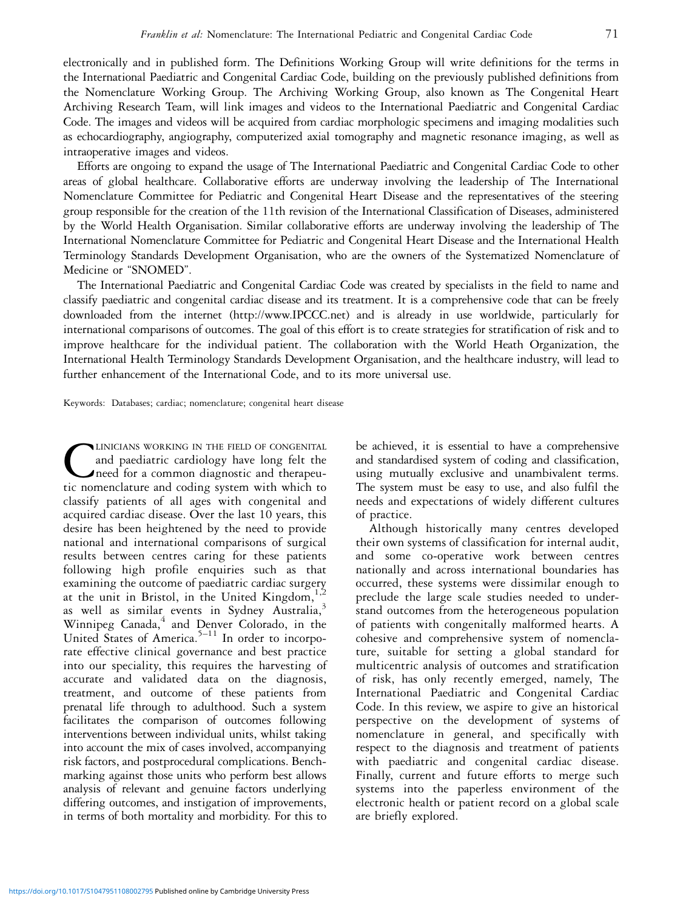electronically and in published form. The Definitions Working Group will write definitions for the terms in the International Paediatric and Congenital Cardiac Code, building on the previously published definitions from the Nomenclature Working Group. The Archiving Working Group, also known as The Congenital Heart Archiving Research Team, will link images and videos to the International Paediatric and Congenital Cardiac Code. The images and videos will be acquired from cardiac morphologic specimens and imaging modalities such as echocardiography, angiography, computerized axial tomography and magnetic resonance imaging, as well as intraoperative images and videos.

Efforts are ongoing to expand the usage of The International Paediatric and Congenital Cardiac Code to other areas of global healthcare. Collaborative efforts are underway involving the leadership of The International Nomenclature Committee for Pediatric and Congenital Heart Disease and the representatives of the steering group responsible for the creation of the 11th revision of the International Classification of Diseases, administered by the World Health Organisation. Similar collaborative efforts are underway involving the leadership of The International Nomenclature Committee for Pediatric and Congenital Heart Disease and the International Health Terminology Standards Development Organisation, who are the owners of the Systematized Nomenclature of Medicine or "SNOMED".

The International Paediatric and Congenital Cardiac Code was created by specialists in the field to name and classify paediatric and congenital cardiac disease and its treatment. It is a comprehensive code that can be freely downloaded from the internet (http://www.IPCCC.net) and is already in use worldwide, particularly for international comparisons of outcomes. The goal of this effort is to create strategies for stratification of risk and to improve healthcare for the individual patient. The collaboration with the World Heath Organization, the International Health Terminology Standards Development Organisation, and the healthcare industry, will lead to further enhancement of the International Code, and to its more universal use.

Keywords: Databases; cardiac; nomenclature; congenital heart disease

Clinicians working in the field of congenital and paediatric cardiology have long felt the need for a common diagnostic and therapeutic nomenclature and coding system with which to classify patients of all ages with congenital and acquired cardiac disease. Over the last 10 years, this desire has been heightened by the need to provide national and international comparisons of surgical results between centres caring for these patients following high profile enquiries such as that examining the outcome of paediatric cardiac surgery at the unit in Bristol, in the United Kingdom,[1,2] as well as similar events in Sydney Australia,[3] Winnipeg Canada,[4] and Denver Colorado, in the United States of America.[5–11] In order to incorporate effective clinical governance and best practice into our speciality, this requires the harvesting of accurate and validated data on the diagnosis, treatment, and outcome of these patients from prenatal life through to adulthood. Such a system facilitates the comparison of outcomes following interventions between individual units, whilst taking into account the mix of cases involved, accompanying risk factors, and postprocedural complications. Benchmarking against those units who perform best allows analysis of relevant and genuine factors underlying differing outcomes, and instigation of improvements, in terms of both mortality and morbidity. For this to be achieved, it is essential to have a comprehensive and standardised system of coding and classification, using mutually exclusive and unambivalent terms. The system must be easy to use, and also fulfil the needs and expectations of widely different cultures of practice.

Although historically many centres developed their own systems of classification for internal audit, and some co-operative work between centres nationally and across international boundaries has occurred, these systems were dissimilar enough to preclude the large scale studies needed to understand outcomes from the heterogeneous population of patients with congenitally malformed hearts. A cohesive and comprehensive system of nomenclature, suitable for setting a global standard for multicentric analysis of outcomes and stratification of risk, has only recently emerged, namely, The International Paediatric and Congenital Cardiac Code. In this review, we aspire to give an historical perspective on the development of systems of nomenclature in general, and specifically with respect to the diagnosis and treatment of patients with paediatric and congenital cardiac disease. Finally, current and future efforts to merge such systems into the paperless environment of the electronic health or patient record on a global scale are briefly explored.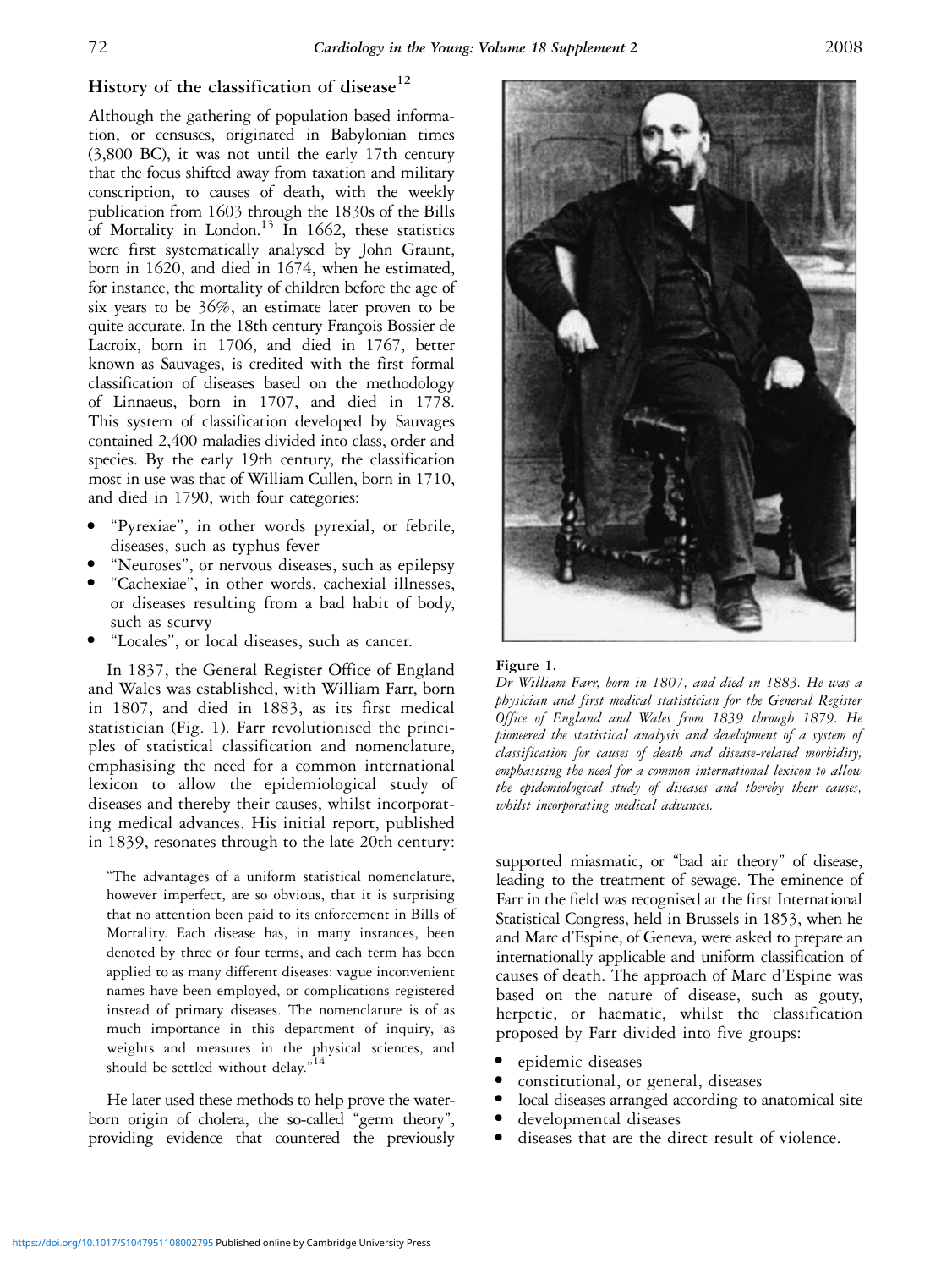## History of the classification of disease[12]

Although the gathering of population based information, or censuses, originated in Babylonian times (3,800 BC), it was not until the early 17th century that the focus shifted away from taxation and military conscription, to causes of death, with the weekly publication from 1603 through the 1830s of the Bills of Mortality in London.[13] In 1662, these statistics were first systematically analysed by John Graunt, born in 1620, and died in 1674, when he estimated, for instance, the mortality of children before the age of six years to be 36%, an estimate later proven to be quite accurate. In the 18th century François Bossier de Lacroix, born in 1706, and died in 1767, better known as Sauvages, is credited with the first formal classification of diseases based on the methodology of Linnaeus, born in 1707, and died in 1778. This system of classification developed by Sauvages contained 2,400 maladies divided into class, order and species. By the early 19th century, the classification most in use was that of William Cullen, born in 1710, and died in 1790, with four categories:

- "Pyrexiae", in other words pyrexial, or febrile, diseases, such as typhus fever
- "Neuroses", or nervous diseases, such as epilepsy
- "Cachexiae", in other words, cachexial illnesses, or diseases resulting from a bad habit of body, such as scurvy
- "Locales", or local diseases, such as cancer.

In 1837, the General Register Office of England and Wales was established, with William Farr, born in 1807, and died in 1883, as its first medical statistician (Fig. 1). Farr revolutionised the principles of statistical classification and nomenclature, emphasising the need for a common international lexicon to allow the epidemiological study of diseases and thereby their causes, whilst incorporating medical advances. His initial report, published in 1839, resonates through to the late 20th century:

> "The advantages of a uniform statistical nomenclature, however imperfect, are so obvious, that it is surprising that no attention been paid to its enforcement in Bills of Mortality. Each disease has, in many instances, been denoted by three or four terms, and each term has been applied to as many different diseases: vague inconvenient names have been employed, or complications registered instead of primary diseases. The nomenclature is of as much importance in this department of inquiry, as weights and measures in the physical sciences, and should be settled without delay."[14]

He later used these methods to help prove the waterborn origin of cholera, the so-called "germ theory", providing evidence that countered the previously supported miasmatic, or "bad air theory" of disease, leading to the treatment of sewage. The eminence of Farr in the field was recognised at the first International Statistical Congress, held in Brussels in 1853, when he and Marc d'Espine, of Geneva, were asked to prepare an internationally applicable and uniform classification of causes of death. The approach of Marc d'Espine was based on the nature of disease, such as gouty, herpetic, or haematic, whilst the classification proposed by Farr divided into five groups:

- epidemic diseases
- constitutional, or general, diseases
- local diseases arranged according to anatomical site
- developmental diseases
- diseases that are the direct result of violence.

**Figure 1.**
*Dr William Farr, born in 1807, and died in 1883. He was a physician and first medical statistician for the General Register Office of England and Wales from 1839 through 1879. He pioneered the statistical analysis and development of a system of classification for causes of death and disease-related morbidity, emphasising the need for a common international lexicon to allow the epidemiological study of diseases and thereby their causes, whilst incorporating medical advances.*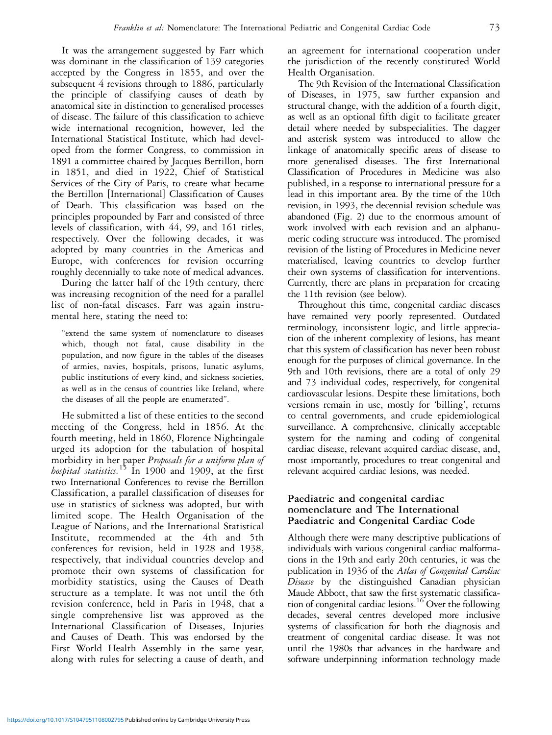It was the arrangement suggested by Farr which was dominant in the classification of 139 categories accepted by the Congress in 1855, and over the subsequent 4 revisions through to 1886, particularly the principle of classifying causes of death by anatomical site in distinction to generalised processes of disease. The failure of this classification to achieve wide international recognition, however, led the International Statistical Institute, which had developed from the former Congress, to commission in 1891 a committee chaired by Jacques Bertillon, born in 1851, and died in 1922, Chief of Statistical Services of the City of Paris, to create what became the Bertillon [International] Classification of Causes of Death. This classification was based on the principles propounded by Farr and consisted of three levels of classification, with 44, 99, and 161 titles, respectively. Over the following decades, it was adopted by many countries in the Americas and Europe, with conferences for revision occurring roughly decennially to take note of medical advances.

During the latter half of the 19th century, there was increasing recognition of the need for a parallel list of non-fatal diseases. Farr was again instrumental here, stating the need to:

> "extend the same system of nomenclature to diseases which, though not fatal, cause disability in the population, and now figure in the tables of the diseases of armies, navies, hospitals, prisons, lunatic asylums, public institutions of every kind, and sickness societies, as well as in the census of countries like Ireland, where the diseases of all the people are enumerated".

He submitted a list of these entities to the second meeting of the Congress, held in 1856. At the fourth meeting, held in 1860, Florence Nightingale urged its adoption for the tabulation of hospital morbidity in her paper *Proposals for a uniform plan of hospital statistics.*[15] In 1900 and 1909, at the first two International Conferences to revise the Bertillon Classification, a parallel classification of diseases for use in statistics of sickness was adopted, but with limited scope. The Health Organisation of the League of Nations, and the International Statistical Institute, recommended at the 4th and 5th conferences for revision, held in 1928 and 1938, respectively, that individual countries develop and promote their own systems of classification for morbidity statistics, using the Causes of Death structure as a template. It was not until the 6th revision conference, held in Paris in 1948, that a single comprehensive list was approved as the International Classification of Diseases, Injuries and Causes of Death. This was endorsed by the First World Health Assembly in the same year, along with rules for selecting a cause of death, and an agreement for international cooperation under the jurisdiction of the recently constituted World Health Organisation.

The 9th Revision of the International Classification of Diseases, in 1975, saw further expansion and structural change, with the addition of a fourth digit, as well as an optional fifth digit to facilitate greater detail where needed by subspecialities. The dagger and asterisk system was introduced to allow the linkage of anatomically specific areas of disease to more generalised diseases. The first International Classification of Procedures in Medicine was also published, in a response to international pressure for a lead in this important area. By the time of the 10th revision, in 1993, the decennial revision schedule was abandoned (Fig. 2) due to the enormous amount of work involved with each revision and an alphanumeric coding structure was introduced. The promised revision of the listing of Procedures in Medicine never materialised, leaving countries to develop further their own systems of classification for interventions. Currently, there are plans in preparation for creating the 11th revision (see below).

Throughout this time, congenital cardiac diseases have remained very poorly represented. Outdated terminology, inconsistent logic, and little appreciation of the inherent complexity of lesions, has meant that this system of classification has never been robust enough for the purposes of clinical governance. In the 9th and 10th revisions, there are a total of only 29 and 73 individual codes, respectively, for congenital cardiovascular lesions. Despite these limitations, both versions remain in use, mostly for 'billing', returns to central governments, and crude epidemiological surveillance. A comprehensive, clinically acceptable system for the naming and coding of congenital cardiac disease, relevant acquired cardiac disease, and, most importantly, procedures to treat congenital and relevant acquired cardiac lesions, was needed.

## Paediatric and congenital cardiac nomenclature and The International Paediatric and Congenital Cardiac Code

Although there were many descriptive publications of individuals with various congenital cardiac malformations in the 19th and early 20th centuries, it was the publication in 1936 of the *Atlas of Congenital Cardiac Disease* by the distinguished Canadian physician Maude Abbott, that saw the first systematic classification of congenital cardiac lesions.[16] Over the following decades, several centres developed more inclusive systems of classification for both the diagnosis and treatment of congenital cardiac disease. It was not until the 1980s that advances in the hardware and software underpinning information technology made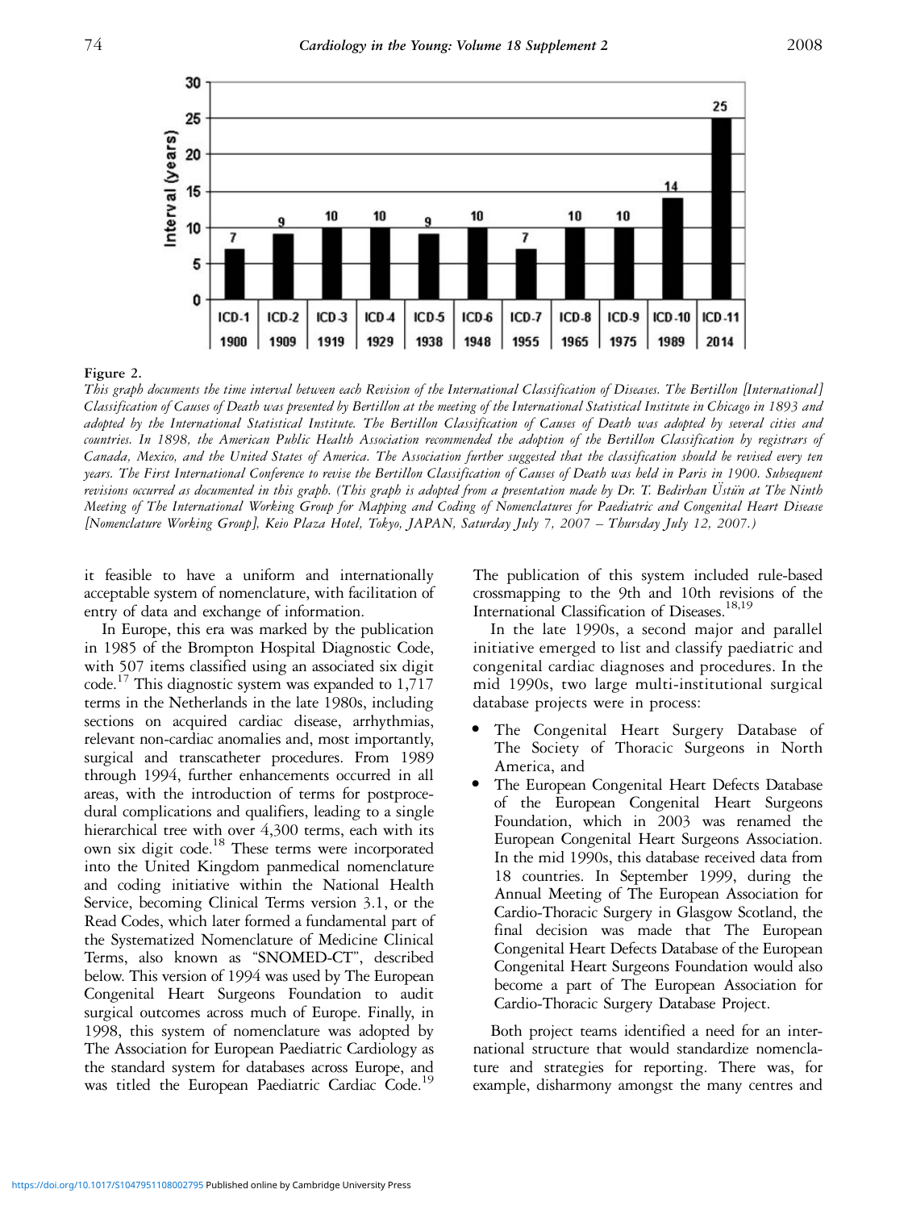Interval (years)

30
25
20
15
10
5
0

7 9 10 10 9 10 7 10 10 14 25

ICD-1 1900
ICD-2 1909
ICD-3 1919
ICD-4 1929
ICD-5 1938
ICD-6 1948
ICD-7 1955
ICD-8 1965
ICD-9 1975
ICD-10 1989
ICD-11 2014

**Figure 2.**

*This graph documents the time interval between each Revision of the International Classification of Diseases. The Bertillon [International] Classification of Causes of Death was presented by Bertillon at the meeting of the International Statistical Institute in Chicago in 1893 and adopted by the International Statistical Institute. The Bertillon Classification of Causes of Death was adopted by several cities and countries. In 1898, the American Public Health Association recommended the adoption of the Bertillon Classification by registrars of Canada, Mexico, and the United States of America. The Association further suggested that the classification should be revised every ten years. The First International Conference to revise the Bertillon Classification of Causes of Death was held in Paris in 1900. Subsequent revisions occurred as documented in this graph. (This graph is adopted from a presentation made by Dr. T. Bedirhan Üstün at The Ninth Meeting of The International Working Group for Mapping and Coding of Nomenclatures for Paediatric and Congenital Heart Disease [Nomenclature Working Group], Keio Plaza Hotel, Tokyo, JAPAN, Saturday July 7, 2007 – Thursday July 12, 2007.)*

it feasible to have a uniform and internationally acceptable system of nomenclature, with facilitation of entry of data and exchange of information.

In Europe, this era was marked by the publication in 1985 of the Brompton Hospital Diagnostic Code, with 507 items classified using an associated six digit code.[17] This diagnostic system was expanded to 1,717 terms in the Netherlands in the late 1980s, including sections on acquired cardiac disease, arrhythmias, relevant non-cardiac anomalies and, most importantly, surgical and transcatheter procedures. From 1989 through 1994, further enhancements occurred in all areas, with the introduction of terms for postprocedural complications and qualifiers, leading to a single hierarchical tree with over 4,300 terms, each with its own six digit code.[18] These terms were incorporated into the United Kingdom panmedical nomenclature and coding initiative within the National Health Service, becoming Clinical Terms version 3.1, or the Read Codes, which later formed a fundamental part of the Systematized Nomenclature of Medicine Clinical Terms, also known as "SNOMED-CT", described below. This version of 1994 was used by The European Congenital Heart Surgeons Foundation to audit surgical outcomes across much of Europe. Finally, in 1998, this system of nomenclature was adopted by The Association for European Paediatric Cardiology as the standard system for databases across Europe, and was titled the European Paediatric Cardiac Code.[19] The publication of this system included rule-based crossmapping to the 9th and 10th revisions of the International Classification of Diseases.[18,19]

In the late 1990s, a second major and parallel initiative emerged to list and classify paediatric and congenital cardiac diagnoses and procedures. In the mid 1990s, two large multi-institutional surgical database projects were in process:

- The Congenital Heart Surgery Database of The Society of Thoracic Surgeons in North America, and
- The European Congenital Heart Defects Database of the European Congenital Heart Surgeons Foundation, which in 2003 was renamed the European Congenital Heart Surgeons Association. In the mid 1990s, this database received data from 18 countries. In September 1999, during the Annual Meeting of The European Association for Cardio-Thoracic Surgery in Glasgow Scotland, the final decision was made that The European Congenital Heart Defects Database of the European Congenital Heart Surgeons Foundation would also become a part of The European Association for Cardio-Thoracic Surgery Database Project.

Both project teams identified a need for an international structure that would standardize nomenclature and strategies for reporting. There was, for example, disharmony amongst the many centres and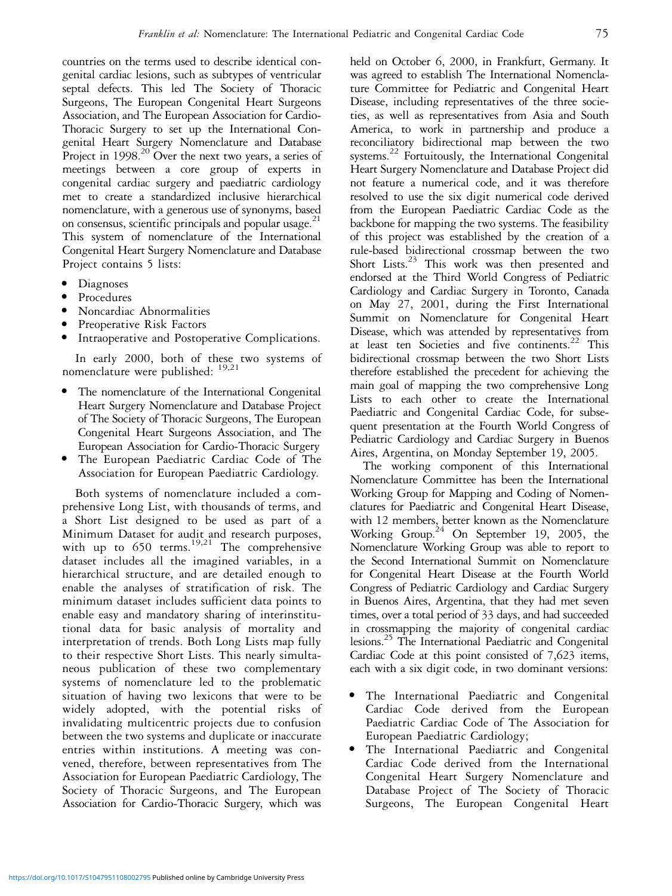countries on the terms used to describe identical congenital cardiac lesions, such as subtypes of ventricular septal defects. This led The Society of Thoracic Surgeons, The European Congenital Heart Surgeons Association, and The European Association for Cardio-Thoracic Surgery to set up the International Congenital Heart Surgery Nomenclature and Database Project in 1998.[20] Over the next two years, a series of meetings between a core group of experts in congenital cardiac surgery and paediatric cardiology met to create a standardized inclusive hierarchical nomenclature, with a generous use of synonyms, based on consensus, scientific principals and popular usage.[21] This system of nomenclature of the International Congenital Heart Surgery Nomenclature and Database Project contains 5 lists:

- Diagnoses
- Procedures
- Noncardiac Abnormalities
- Preoperative Risk Factors
- Intraoperative and Postoperative Complications.

In early 2000, both of these two systems of nomenclature were published: [19,21]

- The nomenclature of the International Congenital Heart Surgery Nomenclature and Database Project of The Society of Thoracic Surgeons, The European Congenital Heart Surgeons Association, and The European Association for Cardio-Thoracic Surgery
- The European Paediatric Cardiac Code of The Association for European Paediatric Cardiology.

Both systems of nomenclature included a comprehensive Long List, with thousands of terms, and a Short List designed to be used as part of a Minimum Dataset for audit and research purposes, with up to 650 terms.[19,21] The comprehensive dataset includes all the imagined variables, in a hierarchical structure, and are detailed enough to enable the analyses of stratification of risk. The minimum dataset includes sufficient data points to enable easy and mandatory sharing of interinstitutional data for basic analysis of mortality and interpretation of trends. Both Long Lists map fully to their respective Short Lists. This nearly simultaneous publication of these two complementary systems of nomenclature led to the problematic situation of having two lexicons that were to be widely adopted, with the potential risks of invalidating multicentric projects due to confusion between the two systems and duplicate or inaccurate entries within institutions. A meeting was convened, therefore, between representatives from The Association for European Paediatric Cardiology, The Society of Thoracic Surgeons, and The European Association for Cardio-Thoracic Surgery, which was held on October 6, 2000, in Frankfurt, Germany. It was agreed to establish The International Nomenclature Committee for Pediatric and Congenital Heart Disease, including representatives of the three societies, as well as representatives from Asia and South America, to work in partnership and produce a reconciliatory bidirectional map between the two systems.[22] Fortuitously, the International Congenital Heart Surgery Nomenclature and Database Project did not feature a numerical code, and it was therefore resolved to use the six digit numerical code derived from the European Paediatric Cardiac Code as the backbone for mapping the two systems. The feasibility of this project was established by the creation of a rule-based bidirectional crossmap between the two Short Lists.[23] This work was then presented and endorsed at the Third World Congress of Pediatric Cardiology and Cardiac Surgery in Toronto, Canada on May 27, 2001, during the First International Summit on Nomenclature for Congenital Heart Disease, which was attended by representatives from at least ten Societies and five continents.[22] This bidirectional crossmap between the two Short Lists therefore established the precedent for achieving the main goal of mapping the two comprehensive Long Lists to each other to create the International Paediatric and Congenital Cardiac Code, for subsequent presentation at the Fourth World Congress of Pediatric Cardiology and Cardiac Surgery in Buenos Aires, Argentina, on Monday September 19, 2005.

The working component of this International Nomenclature Committee has been the International Working Group for Mapping and Coding of Nomenclatures for Paediatric and Congenital Heart Disease, with 12 members, better known as the Nomenclature Working Group.[24] On September 19, 2005, the Nomenclature Working Group was able to report to the Second International Summit on Nomenclature for Congenital Heart Disease at the Fourth World Congress of Pediatric Cardiology and Cardiac Surgery in Buenos Aires, Argentina, that they had met seven times, over a total period of 33 days, and had succeeded in crossmapping the majority of congenital cardiac lesions.[25] The International Paediatric and Congenital Cardiac Code at this point consisted of 7,623 items, each with a six digit code, in two dominant versions:

- The International Paediatric and Congenital Cardiac Code derived from the European Paediatric Cardiac Code of The Association for European Paediatric Cardiology;
- The International Paediatric and Congenital Cardiac Code derived from the International Congenital Heart Surgery Nomenclature and Database Project of The Society of Thoracic Surgeons, The European Congenital Heart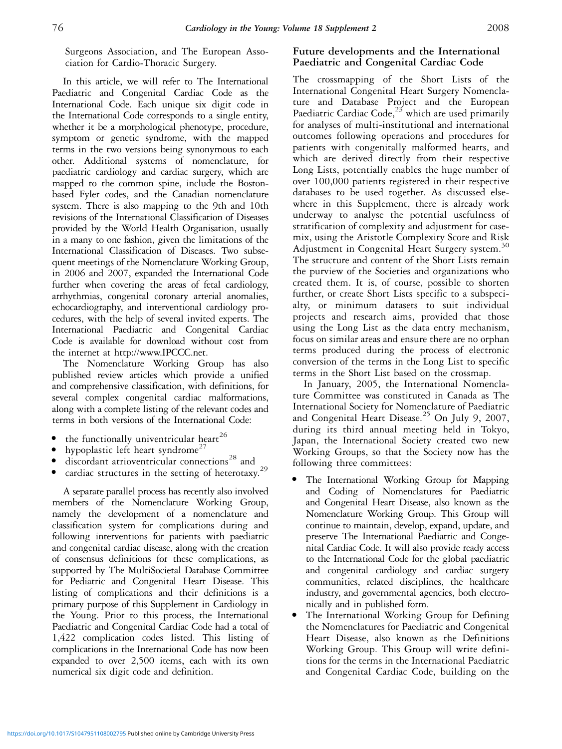Surgeons Association, and The European Association for Cardio-Thoracic Surgery.

In this article, we will refer to The International Paediatric and Congenital Cardiac Code as the International Code. Each unique six digit code in the International Code corresponds to a single entity, whether it be a morphological phenotype, procedure, symptom or genetic syndrome, with the mapped terms in the two versions being synonymous to each other. Additional systems of nomenclature, for paediatric cardiology and cardiac surgery, which are mapped to the common spine, include the Boston-based Fyler codes, and the Canadian nomenclature system. There is also mapping to the 9th and 10th revisions of the International Classification of Diseases provided by the World Health Organisation, usually in a many to one fashion, given the limitations of the International Classification of Diseases. Two subsequent meetings of the Nomenclature Working Group, in 2006 and 2007, expanded the International Code further when covering the areas of fetal cardiology, arrhythmias, congenital coronary arterial anomalies, echocardiography, and interventional cardiology procedures, with the help of several invited experts. The International Paediatric and Congenital Cardiac Code is available for download without cost from the internet at http://www.IPCCC.net.

The Nomenclature Working Group has also published review articles which provide a unified and comprehensive classification, with definitions, for several complex congenital cardiac malformations, along with a complete listing of the relevant codes and terms in both versions of the International Code:

- the functionally univentricular heart[26]
- hypoplastic left heart syndrome[27]
- discordant atrioventricular connections[28] and
- cardiac structures in the setting of heterotaxy.[29]

A separate parallel process has recently also involved members of the Nomenclature Working Group, namely the development of a nomenclature and classification system for complications during and following interventions for patients with paediatric and congenital cardiac disease, along with the creation of consensus definitions for these complications, as supported by The MultiSocietal Database Committee for Pediatric and Congenital Heart Disease. This listing of complications and their definitions is a primary purpose of this Supplement in Cardiology in the Young. Prior to this process, the International Paediatric and Congenital Cardiac Code had a total of 1,422 complication codes listed. This listing of complications in the International Code has now been expanded to over 2,500 items, each with its own numerical six digit code and definition.

## Future developments and the International Paediatric and Congenital Cardiac Code

The crossmapping of the Short Lists of the International Congenital Heart Surgery Nomenclature and Database Project and the European Paediatric Cardiac Code,[23] which are used primarily for analyses of multi-institutional and international outcomes following operations and procedures for patients with congenitally malformed hearts, and which are derived directly from their respective Long Lists, potentially enables the huge number of over 100,000 patients registered in their respective databases to be used together. As discussed elsewhere in this Supplement, there is already work underway to analyse the potential usefulness of stratification of complexity and adjustment for case-mix, using the Aristotle Complexity Score and Risk Adjustment in Congenital Heart Surgery system.[30] The structure and content of the Short Lists remain the purview of the Societies and organizations who created them. It is, of course, possible to shorten further, or create Short Lists specific to a subspecialty, or minimum datasets to suit individual projects and research aims, provided that those using the Long List as the data entry mechanism, focus on similar areas and ensure there are no orphan terms produced during the process of electronic conversion of the terms in the Long List to specific terms in the Short List based on the crossmap.

In January, 2005, the International Nomenclature Committee was constituted in Canada as The International Society for Nomenclature of Paediatric and Congenital Heart Disease.[25] On July 9, 2007, during its third annual meeting held in Tokyo, Japan, the International Society created two new Working Groups, so that the Society now has the following three committees:

- The International Working Group for Mapping and Coding of Nomenclatures for Paediatric and Congenital Heart Disease, also known as the Nomenclature Working Group. This Group will continue to maintain, develop, expand, update, and preserve The International Paediatric and Congenital Cardiac Code. It will also provide ready access to the International Code for the global paediatric and congenital cardiology and cardiac surgery communities, related disciplines, the healthcare industry, and governmental agencies, both electronically and in published form.
- The International Working Group for Defining the Nomenclatures for Paediatric and Congenital Heart Disease, also known as the Definitions Working Group. This Group will write definitions for the terms in the International Paediatric and Congenital Cardiac Code, building on the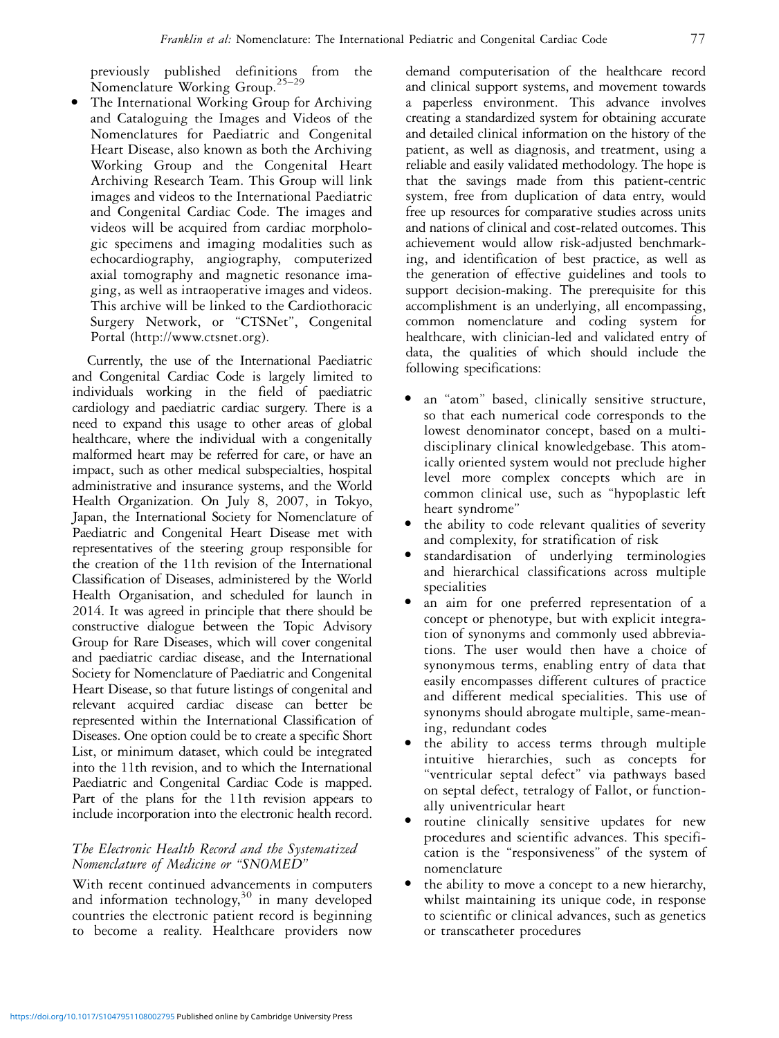previously published definitions from the Nomenclature Working Group.[25–29]

- The International Working Group for Archiving and Cataloguing the Images and Videos of the Nomenclatures for Paediatric and Congenital Heart Disease, also known as both the Archiving Working Group and the Congenital Heart Archiving Research Team. This Group will link images and videos to the International Paediatric and Congenital Cardiac Code. The images and videos will be acquired from cardiac morphologic specimens and imaging modalities such as echocardiography, angiography, computerized axial tomography and magnetic resonance imaging, as well as intraoperative images and videos. This archive will be linked to the Cardiothoracic Surgery Network, or "CTSNet", Congenital Portal (http://www.ctsnet.org).

Currently, the use of the International Paediatric and Congenital Cardiac Code is largely limited to individuals working in the field of paediatric cardiology and paediatric cardiac surgery. There is a need to expand this usage to other areas of global healthcare, where the individual with a congenitally malformed heart may be referred for care, or have an impact, such as other medical subspecialties, hospital administrative and insurance systems, and the World Health Organization. On July 8, 2007, in Tokyo, Japan, the International Society for Nomenclature of Paediatric and Congenital Heart Disease met with representatives of the steering group responsible for the creation of the 11th revision of the International Classification of Diseases, administered by the World Health Organisation, and scheduled for launch in 2014. It was agreed in principle that there should be constructive dialogue between the Topic Advisory Group for Rare Diseases, which will cover congenital and paediatric cardiac disease, and the International Society for Nomenclature of Paediatric and Congenital Heart Disease, so that future listings of congenital and relevant acquired cardiac disease can better be represented within the International Classification of Diseases. One option could be to create a specific Short List, or minimum dataset, which could be integrated into the 11th revision, and to which the International Paediatric and Congenital Cardiac Code is mapped. Part of the plans for the 11th revision appears to include incorporation into the electronic health record.

### *The Electronic Health Record and the Systematized Nomenclature of Medicine or "SNOMED"*

With recent continued advancements in computers and information technology,[30] in many developed countries the electronic patient record is beginning to become a reality. Healthcare providers now demand computerisation of the healthcare record and clinical support systems, and movement towards a paperless environment. This advance involves creating a standardized system for obtaining accurate and detailed clinical information on the history of the patient, as well as diagnosis, and treatment, using a reliable and easily validated methodology. The hope is that the savings made from this patient-centric system, free from duplication of data entry, would free up resources for comparative studies across units and nations of clinical and cost-related outcomes. This achievement would allow risk-adjusted benchmarking, and identification of best practice, as well as the generation of effective guidelines and tools to support decision-making. The prerequisite for this accomplishment is an underlying, all encompassing, common nomenclature and coding system for healthcare, with clinician-led and validated entry of data, the qualities of which should include the following specifications:

- an "atom" based, clinically sensitive structure, so that each numerical code corresponds to the lowest denominator concept, based on a multidisciplinary clinical knowledgebase. This atomically oriented system would not preclude higher level more complex concepts which are in common clinical use, such as "hypoplastic left heart syndrome"
- the ability to code relevant qualities of severity and complexity, for stratification of risk
- standardisation of underlying terminologies and hierarchical classifications across multiple specialities
- an aim for one preferred representation of a concept or phenotype, but with explicit integration of synonyms and commonly used abbreviations. The user would then have a choice of synonymous terms, enabling entry of data that easily encompasses different cultures of practice and different medical specialities. This use of synonyms should abrogate multiple, same-meaning, redundant codes
- the ability to access terms through multiple intuitive hierarchies, such as concepts for "ventricular septal defect" via pathways based on septal defect, tetralogy of Fallot, or functionally univentricular heart
- routine clinically sensitive updates for new procedures and scientific advances. This specification is the "responsiveness" of the system of nomenclature
- the ability to move a concept to a new hierarchy, whilst maintaining its unique code, in response to scientific or clinical advances, such as genetics or transcatheter procedures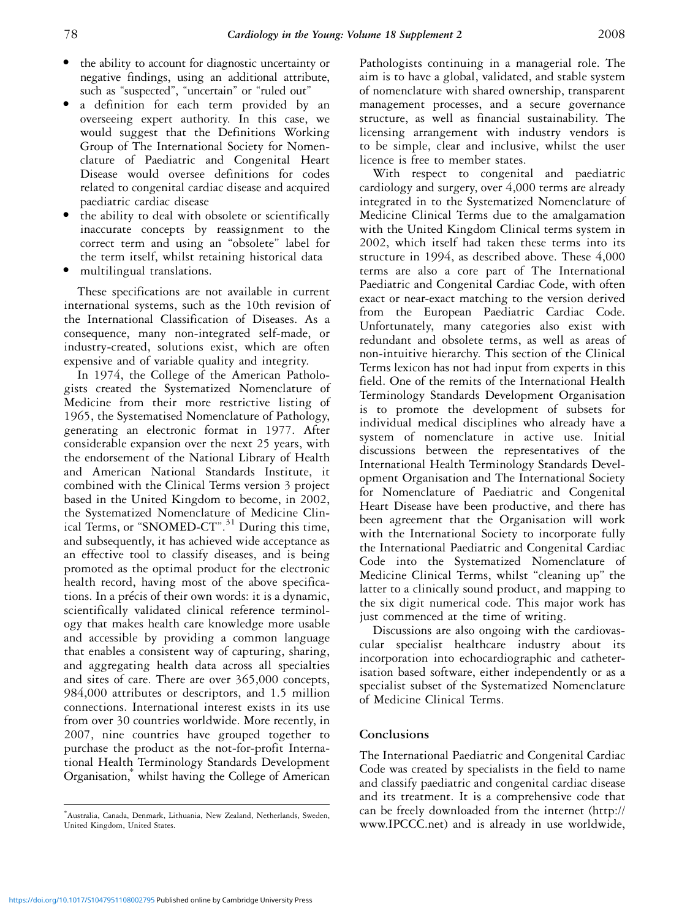- the ability to account for diagnostic uncertainty or negative findings, using an additional attribute, such as "suspected", "uncertain" or "ruled out"
- a definition for each term provided by an overseeing expert authority. In this case, we would suggest that the Definitions Working Group of The International Society for Nomenclature of Paediatric and Congenital Heart Disease would oversee definitions for codes related to congenital cardiac disease and acquired paediatric cardiac disease
- the ability to deal with obsolete or scientifically inaccurate concepts by reassignment to the correct term and using an "obsolete" label for the term itself, whilst retaining historical data
- multilingual translations.

These specifications are not available in current international systems, such as the 10th revision of the International Classification of Diseases. As a consequence, many non-integrated self-made, or industry-created, solutions exist, which are often expensive and of variable quality and integrity.

In 1974, the College of the American Pathologists created the Systematized Nomenclature of Medicine from their more restrictive listing of 1965, the Systematised Nomenclature of Pathology, generating an electronic format in 1977. After considerable expansion over the next 25 years, with the endorsement of the National Library of Health and American National Standards Institute, it combined with the Clinical Terms version 3 project based in the United Kingdom to become, in 2002, the Systematized Nomenclature of Medicine Clinical Terms, or "SNOMED-CT".[31] During this time, and subsequently, it has achieved wide acceptance as an effective tool to classify diseases, and is being promoted as the optimal product for the electronic health record, having most of the above specifications. In a précis of their own words: it is a dynamic, scientifically validated clinical reference terminology that makes health care knowledge more usable and accessible by providing a common language that enables a consistent way of capturing, sharing, and aggregating health data across all specialties and sites of care. There are over 365,000 concepts, 984,000 attributes or descriptors, and 1.5 million connections. International interest exists in its use from over 30 countries worldwide. More recently, in 2007, nine countries have grouped together to purchase the product as the not-for-profit International Health Terminology Standards Development Organisation,[*] whilst having the College of American Pathologists continuing in a managerial role. The aim is to have a global, validated, and stable system of nomenclature with shared ownership, transparent management processes, and a secure governance structure, as well as financial sustainability. The licensing arrangement with industry vendors is to be simple, clear and inclusive, whilst the user licence is free to member states.

With respect to congenital and paediatric cardiology and surgery, over 4,000 terms are already integrated in to the Systematized Nomenclature of Medicine Clinical Terms due to the amalgamation with the United Kingdom Clinical terms system in 2002, which itself had taken these terms into its structure in 1994, as described above. These 4,000 terms are also a core part of The International Paediatric and Congenital Cardiac Code, with often exact or near-exact matching to the version derived from the European Paediatric Cardiac Code. Unfortunately, many categories also exist with redundant and obsolete terms, as well as areas of non-intuitive hierarchy. This section of the Clinical Terms lexicon has not had input from experts in this field. One of the remits of the International Health Terminology Standards Development Organisation is to promote the development of subsets for individual medical disciplines who already have a system of nomenclature in active use. Initial discussions between the representatives of the International Health Terminology Standards Development Organisation and The International Society for Nomenclature of Paediatric and Congenital Heart Disease have been productive, and there has been agreement that the Organisation will work with the International Society to incorporate fully the International Paediatric and Congenital Cardiac Code into the Systematized Nomenclature of Medicine Clinical Terms, whilst "cleaning up" the latter to a clinically sound product, and mapping to the six digit numerical code. This major work has just commenced at the time of writing.

Discussions are also ongoing with the cardiovascular specialist healthcare industry about its incorporation into echocardiographic and catheterisation based software, either independently or as a specialist subset of the Systematized Nomenclature of Medicine Clinical Terms.

## Conclusions

The International Paediatric and Congenital Cardiac Code was created by specialists in the field to name and classify paediatric and congenital cardiac disease and its treatment. It is a comprehensive code that can be freely downloaded from the internet (http://www.IPCCC.net) and is already in use worldwide,

[*] Australia, Canada, Denmark, Lithuania, New Zealand, Netherlands, Sweden, United Kingdom, United States.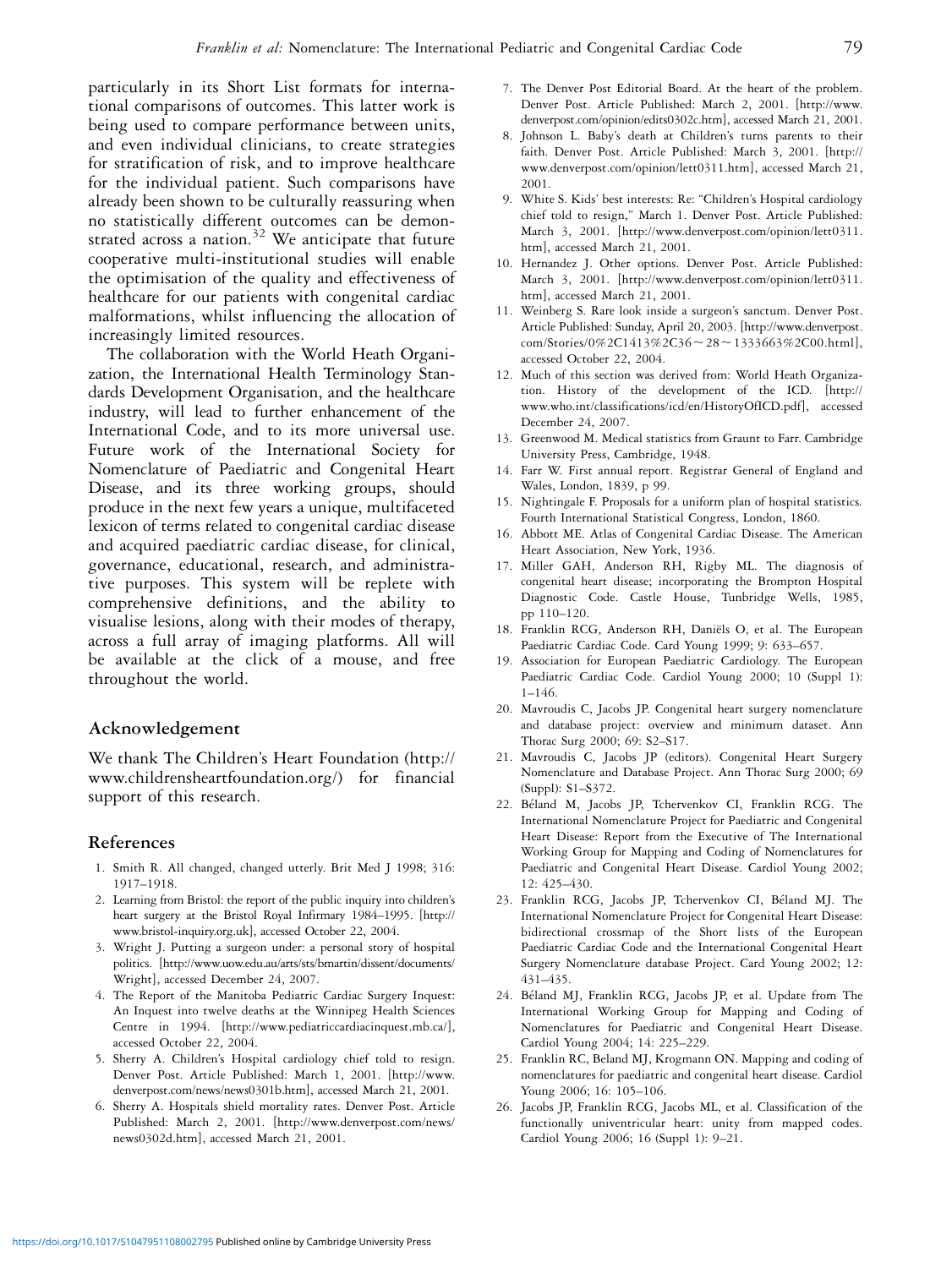particularly in its Short List formats for international comparisons of outcomes. This latter work is being used to compare performance between units, and even individual clinicians, to create strategies for stratification of risk, and to improve healthcare for the individual patient. Such comparisons have already been shown to be culturally reassuring when no statistically different outcomes can be demonstrated across a nation.[32] We anticipate that future cooperative multi-institutional studies will enable the optimisation of the quality and effectiveness of healthcare for our patients with congenital cardiac malformations, whilst influencing the allocation of increasingly limited resources.

The collaboration with the World Heath Organization, the International Health Terminology Standards Development Organisation, and the healthcare industry, will lead to further enhancement of the International Code, and to its more universal use. Future work of the International Society for Nomenclature of Paediatric and Congenital Heart Disease, and its three working groups, should produce in the next few years a unique, multifaceted lexicon of terms related to congenital cardiac disease and acquired paediatric cardiac disease, for clinical, governance, educational, research, and administrative purposes. This system will be replete with comprehensive definitions, and the ability to visualise lesions, along with their modes of therapy, across a full array of imaging platforms. All will be available at the click of a mouse, and free throughout the world.

## Acknowledgement

We thank The Children's Heart Foundation (http://www.childrensheartfoundation.org/) for financial support of this research.

## References

1. Smith R. All changed, changed utterly. Brit Med J 1998; 316: 1917–1918.
2. Learning from Bristol: the report of the public inquiry into children's heart surgery at the Bristol Royal Infirmary 1984–1995. [http://www.bristol-inquiry.org.uk], accessed October 22, 2004.
3. Wright J. Putting a surgeon under: a personal story of hospital politics. [http://www.uow.edu.au/arts/sts/bmartin/dissent/documents/Wright], accessed December 24, 2007.
4. The Report of the Manitoba Pediatric Cardiac Surgery Inquest: An Inquest into twelve deaths at the Winnipeg Health Sciences Centre in 1994. [http://www.pediatriccardiacinquest.mb.ca/], accessed October 22, 2004.
5. Sherry A. Children's Hospital cardiology chief told to resign. Denver Post. Article Published: March 1, 2001. [http://www.denverpost.com/news/news0301b.htm], accessed March 21, 2001.
6. Sherry A. Hospitals shield mortality rates. Denver Post. Article Published: March 2, 2001. [http://www.denverpost.com/news/news0302d.htm], accessed March 21, 2001.
7. The Denver Post Editorial Board. At the heart of the problem. Denver Post. Article Published: March 2, 2001. [http://www.denverpost.com/opinion/edits0302c.htm], accessed March 21, 2001.
8. Johnson L. Baby's death at Children's turns parents to their faith. Denver Post. Article Published: March 3, 2001. [http://www.denverpost.com/opinion/lett0311.htm], accessed March 21, 2001.
9. White S. Kids' best interests: Re: "Children's Hospital cardiology chief told to resign," March 1. Denver Post. Article Published: March 3, 2001. [http://www.denverpost.com/opinion/lett0311.htm], accessed March 21, 2001.
10. Hernandez J. Other options. Denver Post. Article Published: March 3, 2001. [http://www.denverpost.com/opinion/lett0311.htm], accessed March 21, 2001.
11. Weinberg S. Rare look inside a surgeon's sanctum. Denver Post. Article Published: Sunday, April 20, 2003. [http://www.denverpost.com/Stories/0%2C1413%2C36~28~1333663%2C00.html], accessed October 22, 2004.
12. Much of this section was derived from: World Heath Organization. History of the development of the ICD. [http://www.who.int/classifications/icd/en/HistoryOfICD.pdf], accessed December 24, 2007.
13. Greenwood M. Medical statistics from Graunt to Farr. Cambridge University Press, Cambridge, 1948.
14. Farr W. First annual report. Registrar General of England and Wales, London, 1839, p 99.
15. Nightingale F. Proposals for a uniform plan of hospital statistics. Fourth International Statistical Congress, London, 1860.
16. Abbott ME. Atlas of Congenital Cardiac Disease. The American Heart Association, New York, 1936.
17. Miller GAH, Anderson RH, Rigby ML. The diagnosis of congenital heart disease; incorporating the Brompton Hospital Diagnostic Code. Castle House, Tunbridge Wells, 1985, pp 110–120.
18. Franklin RCG, Anderson RH, Daniëls O, et al. The European Paediatric Cardiac Code. Card Young 1999; 9: 633–657.
19. Association for European Paediatric Cardiology. The European Paediatric Cardiac Code. Cardiol Young 2000; 10 (Suppl 1): 1–146.
20. Mavroudis C, Jacobs JP. Congenital heart surgery nomenclature and database project: overview and minimum dataset. Ann Thorac Surg 2000; 69: S2–S17.
21. Mavroudis C, Jacobs JP (editors). Congenital Heart Surgery Nomenclature and Database Project. Ann Thorac Surg 2000; 69 (Suppl): S1–S372.
22. Béland M, Jacobs JP, Tchervenkov CI, Franklin RCG. The International Nomenclature Project for Paediatric and Congenital Heart Disease: Report from the Executive of The International Working Group for Mapping and Coding of Nomenclatures for Paediatric and Congenital Heart Disease. Cardiol Young 2002; 12: 425–430.
23. Franklin RCG, Jacobs JP, Tchervenkov CI, Béland MJ. The International Nomenclature Project for Congenital Heart Disease: bidirectional crossmap of the Short lists of the European Paediatric Cardiac Code and the International Congenital Heart Surgery Nomenclature database Project. Card Young 2002; 12: 431–435.
24. Béland MJ, Franklin RCG, Jacobs JP, et al. Update from The International Working Group for Mapping and Coding of Nomenclatures for Paediatric and Congenital Heart Disease. Cardiol Young 2004; 14: 225–229.
25. Franklin RC, Beland MJ, Krogmann ON. Mapping and coding of nomenclatures for paediatric and congenital heart disease. Cardiol Young 2006; 16: 105–106.
26. Jacobs JP, Franklin RCG, Jacobs ML, et al. Classification of the functionally univentricular heart: unity from mapped codes. Cardiol Young 2006; 16 (Suppl 1): 9–21.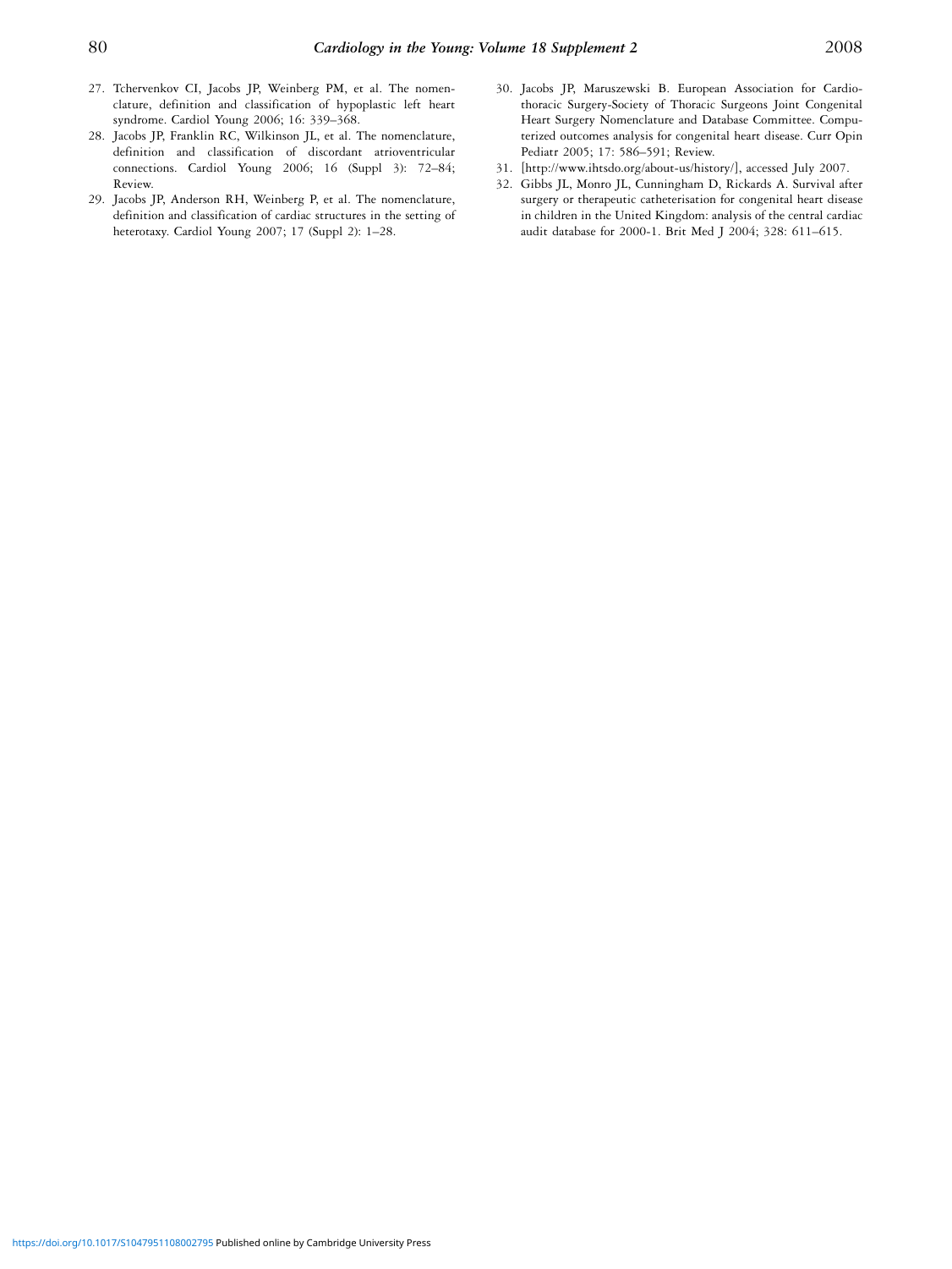27. Tchervenkov CI, Jacobs JP, Weinberg PM, et al. The nomenclature, definition and classification of hypoplastic left heart syndrome. Cardiol Young 2006; 16: 339–368.
28. Jacobs JP, Franklin RC, Wilkinson JL, et al. The nomenclature, definition and classification of discordant atrioventricular connections. Cardiol Young 2006; 16 (Suppl 3): 72–84; Review.
29. Jacobs JP, Anderson RH, Weinberg P, et al. The nomenclature, definition and classification of cardiac structures in the setting of heterotaxy. Cardiol Young 2007; 17 (Suppl 2): 1–28.
30. Jacobs JP, Maruszewski B. European Association for Cardiothoracic Surgery-Society of Thoracic Surgeons Joint Congenital Heart Surgery Nomenclature and Database Committee. Computerized outcomes analysis for congenital heart disease. Curr Opin Pediatr 2005; 17: 586–591; Review.
31. [http://www.ihtsdo.org/about-us/history/], accessed July 2007.
32. Gibbs JL, Monro JL, Cunningham D, Rickards A. Survival after surgery or therapeutic catheterisation for congenital heart disease in children in the United Kingdom: analysis of the central cardiac audit database for 2000-1. Brit Med J 2004; 328: 611–615.